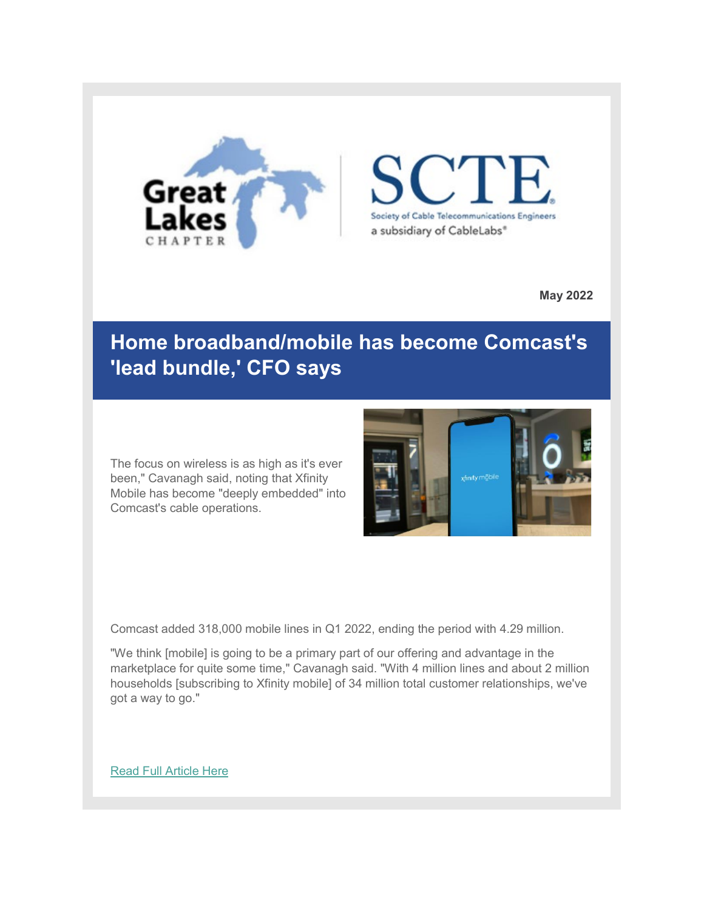May 2022

# Home broadband/mobile has become Comcast's 'lead bundle,' CFO says

The focus on wireless is as high as it's ever been," Cavanagh said, noting that Xfinity Mobile has become "deeply embedded" into Comcast's cable operations.

Comcast added 318,000 mobile lines in Q1 2022, ending the period with 4.29 million.

"We think [mobile] is going to be a primary part of our offering and advantage in the marketplace for quite some time," Cavanagh said. "With 4 million lines and about 2 million households [subscribing to Xfinity mobile] of 34 million total customer relationships, we've got a way to go."

Read Full Article Here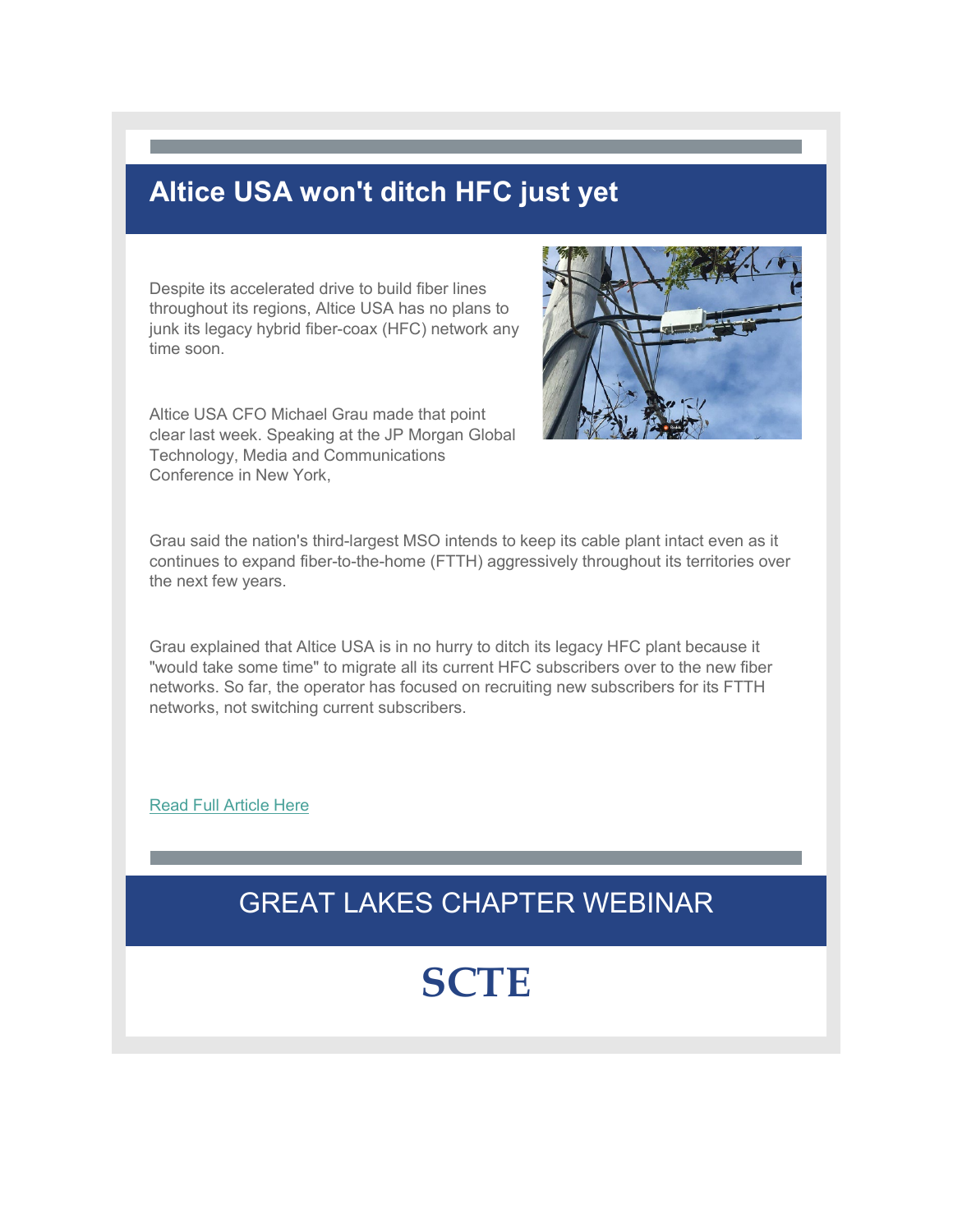## Altice USA won't ditch HFC just yet

Despite its accelerated drive to build fiber lines throughout its regions, Altice USA has no plans to junk its legacy hybrid fiber-coax (HFC) network any time soon.

Altice USA CFO Michael Grau made that point clear last week. Speaking at the JP Morgan Global Technology, Media and Communications Conference in New York,

Grau said the nation's third-largest MSO intends to keep its cable plant intact even as it continues to expand fiber-to-the-home (FTTH) aggressively throughout its territories over the next few years.

Grau explained that Altice USA is in no hurry to ditch its legacy HFC plant because it "would take some time" to migrate all its current HFC subscribers over to the new fiber networks. So far, the operator has focused on recruiting new subscribers for its FTTH networks, not switching current subscribers.

[Read Full Article Here]

## GREAT LAKES CHAPTER WEBINAR

**SCTE**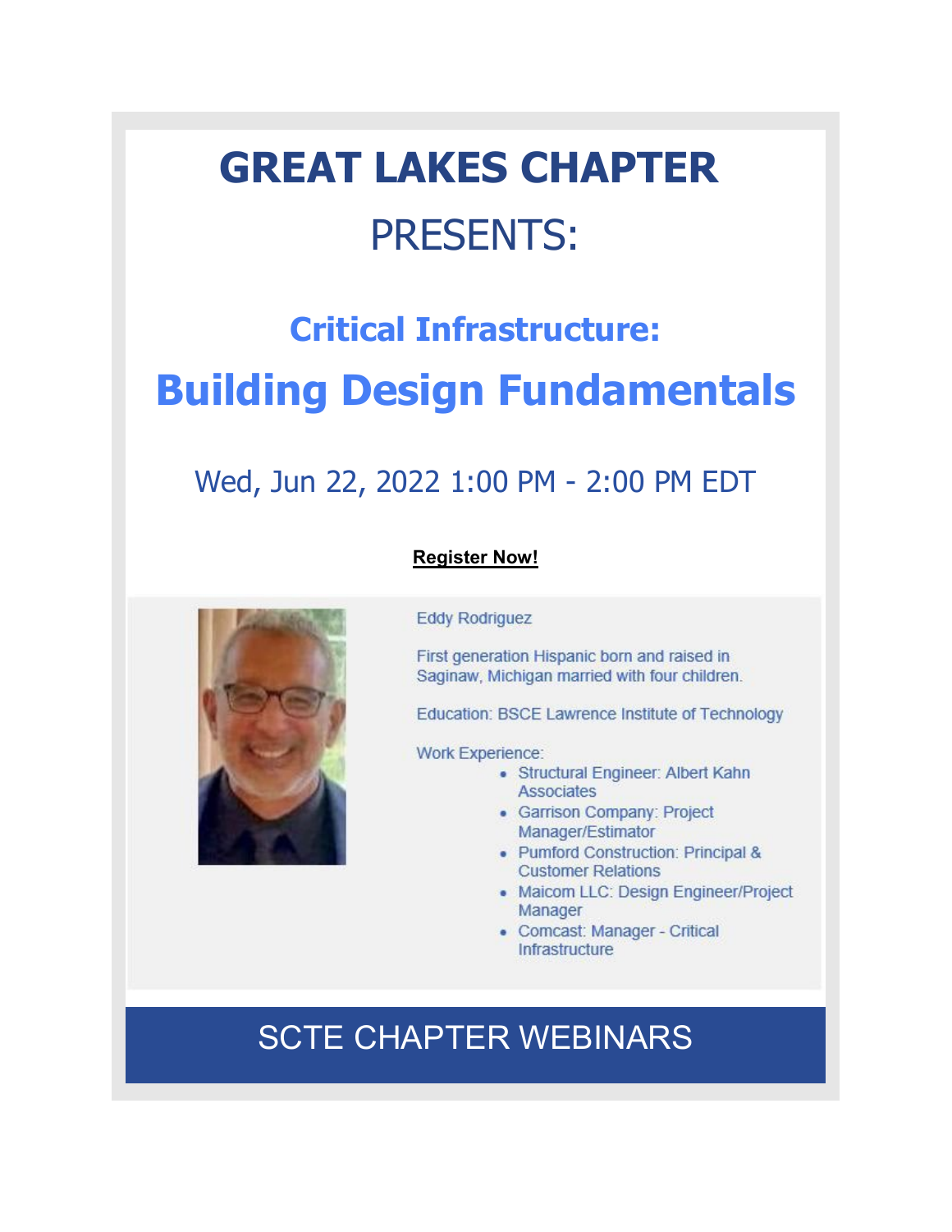# GREAT LAKES CHAPTER

PRESENTS:

## Critical Infrastructure:

## Building Design Fundamentals

Wed, Jun 22, 2022 1:00 PM - 2:00 PM EDT

**Register Now!**

Eddy Rodriguez

First generation Hispanic born and raised in Saginaw, Michigan married with four children.

Education: BSCE Lawrence Institute of Technology

Work Experience:

- Structural Engineer: Albert Kahn Associates
- Garrison Company: Project Manager/Estimator
- Pumford Construction: Principal & Customer Relations
- Maicom LLC: Design Engineer/Project Manager
- Comcast: Manager - Critical Infrastructure

SCTE CHAPTER WEBINARS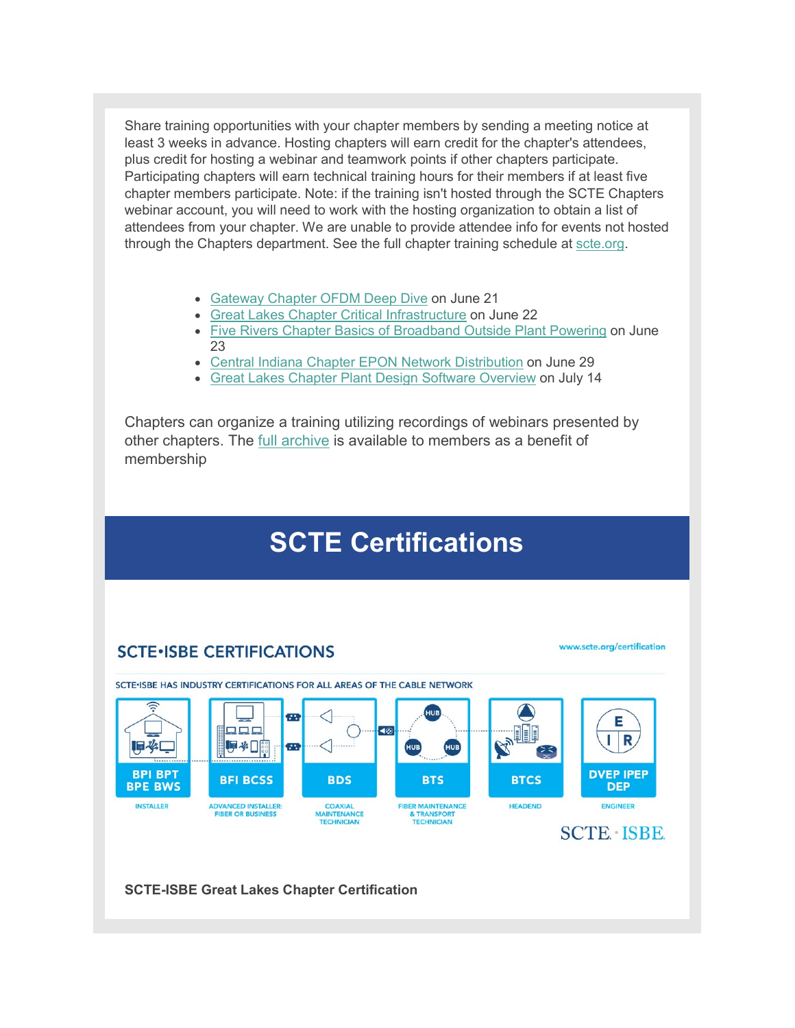Share training opportunities with your chapter members by sending a meeting notice at least 3 weeks in advance. Hosting chapters will earn credit for the chapter's attendees, plus credit for hosting a webinar and teamwork points if other chapters participate. Participating chapters will earn technical training hours for their members if at least five chapter members participate. Note: if the training isn't hosted through the SCTE Chapters webinar account, you will need to work with the hosting organization to obtain a list of attendees from your chapter. We are unable to provide attendee info for events not hosted through the Chapters department. See the full chapter training schedule at scte.org.

- Gateway Chapter OFDM Deep Dive on June 21
- Great Lakes Chapter Critical Infrastructure on June 22
- Five Rivers Chapter Basics of Broadband Outside Plant Powering on June 23
- Central Indiana Chapter EPON Network Distribution on June 29
- Great Lakes Chapter Plant Design Software Overview on July 14

Chapters can organize a training utilizing recordings of webinars presented by other chapters. The full archive is available to members as a benefit of membership

# SCTE Certifications

## SCTE•ISBE CERTIFICATIONS

www.scte.org/certification

SCTE•ISBE HAS INDUSTRY CERTIFICATIONS FOR ALL AREAS OF THE CABLE NETWORK

| BPI BPT BPE BWS | BFI BCSS | BDS | BTS | BTCS | DVEP IPEP DEP |
|---|---|---|---|---|---|
| INSTALLER | ADVANCED INSTALLER: FIBER OR BUSINESS | COAXIAL MAINTENANCE TECHNICIAN | FIBER MAINTENANCE & TRANSPORT TECHNICIAN | HEADEND | ENGINEER |

SCTE · ISBE

**SCTE-ISBE Great Lakes Chapter Certification**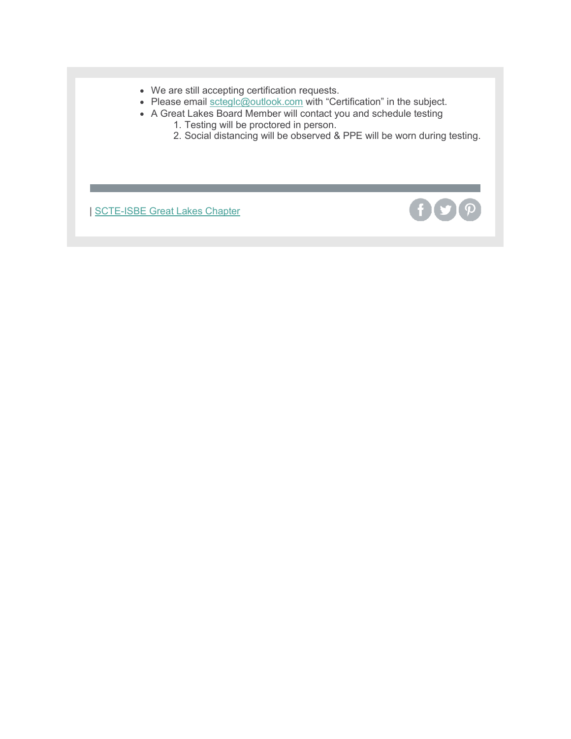- We are still accepting certification requests.
- Please email scteglc@outlook.com with “Certification” in the subject.
- A Great Lakes Board Member will contact you and schedule testing
    1. Testing will be proctored in person.
    2. Social distancing will be observed & PPE will be worn during testing.

---

| SCTE-ISBE Great Lakes Chapter